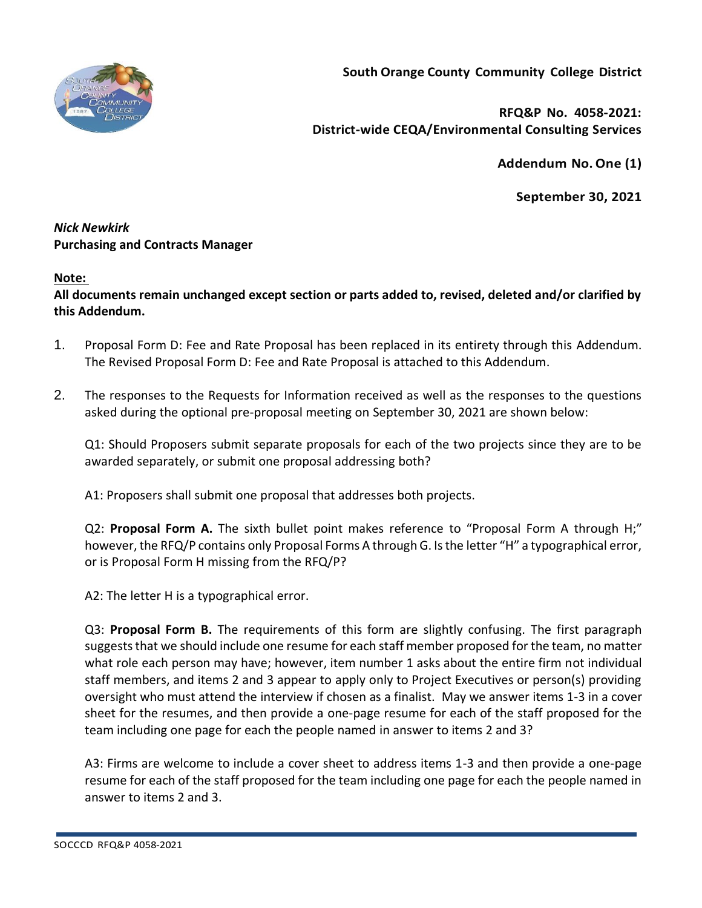**South Orange County Community College District**

**RFQ&P No. 4058-2021:**
**District-wide CEQA/Environmental Consulting Services**

**Addendum No. One (1)**

**September 30, 2021**

***Nick Newkirk***
**Purchasing and Contracts Manager**

**Note:**
**All documents remain unchanged except section or parts added to, revised, deleted and/or clarified by this Addendum.**

1. Proposal Form D: Fee and Rate Proposal has been replaced in its entirety through this Addendum. The Revised Proposal Form D: Fee and Rate Proposal is attached to this Addendum.

2. The responses to the Requests for Information received as well as the responses to the questions asked during the optional pre-proposal meeting on September 30, 2021 are shown below:

   Q1: Should Proposers submit separate proposals for each of the two projects since they are to be awarded separately, or submit one proposal addressing both?

   A1: Proposers shall submit one proposal that addresses both projects.

   Q2: **Proposal Form A.** The sixth bullet point makes reference to "Proposal Form A through H;" however, the RFQ/P contains only Proposal Forms A through G. Is the letter "H" a typographical error, or is Proposal Form H missing from the RFQ/P?

   A2: The letter H is a typographical error.

   Q3: **Proposal Form B.** The requirements of this form are slightly confusing. The first paragraph suggests that we should include one resume for each staff member proposed for the team, no matter what role each person may have; however, item number 1 asks about the entire firm not individual staff members, and items 2 and 3 appear to apply only to Project Executives or person(s) providing oversight who must attend the interview if chosen as a finalist. May we answer items 1-3 in a cover sheet for the resumes, and then provide a one-page resume for each of the staff proposed for the team including one page for each the people named in answer to items 2 and 3?

   A3: Firms are welcome to include a cover sheet to address items 1-3 and then provide a one-page resume for each of the staff proposed for the team including one page for each the people named in answer to items 2 and 3.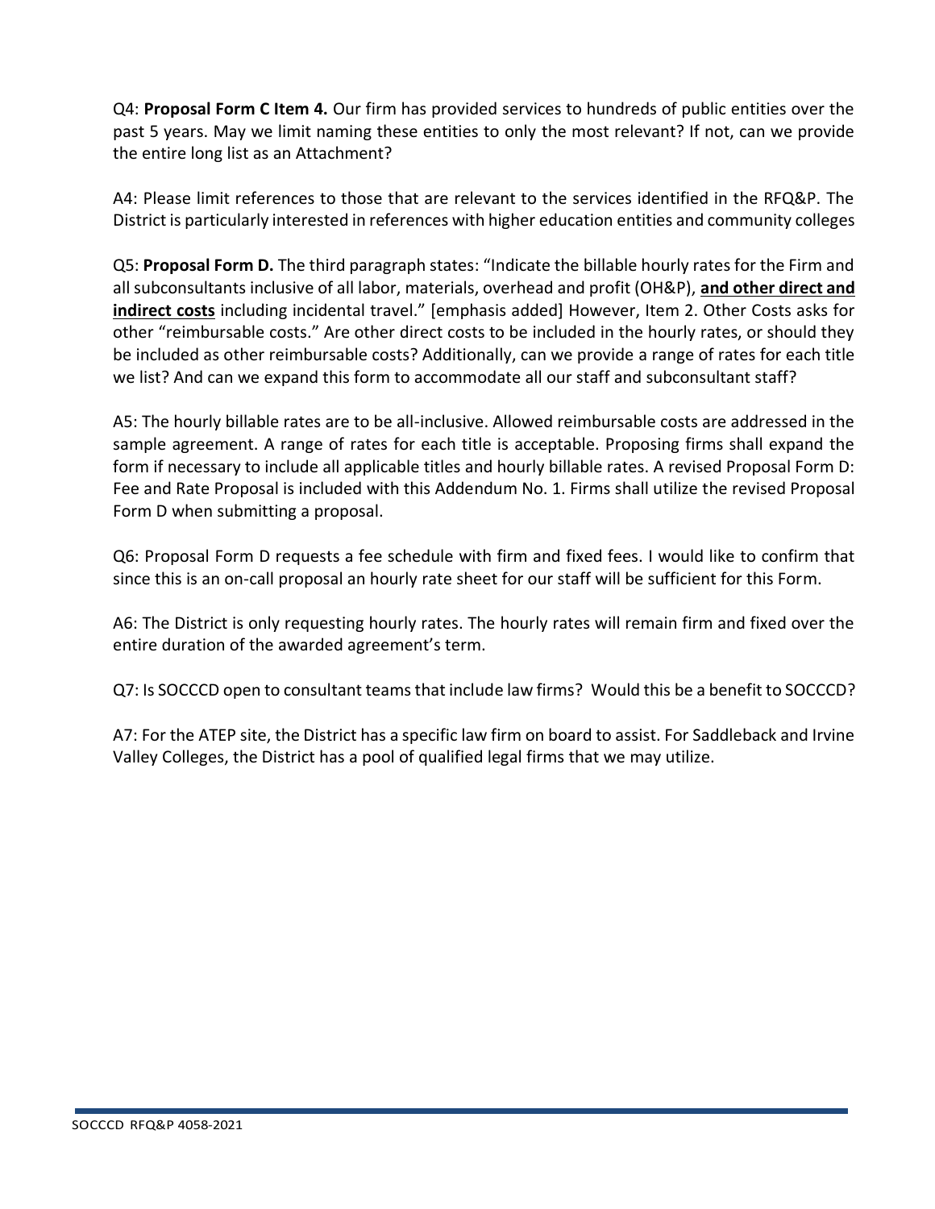Q4: **Proposal Form C Item 4.** Our firm has provided services to hundreds of public entities over the past 5 years. May we limit naming these entities to only the most relevant? If not, can we provide the entire long list as an Attachment?

A4: Please limit references to those that are relevant to the services identified in the RFQ&P. The District is particularly interested in references with higher education entities and community colleges

Q5: **Proposal Form D.** The third paragraph states: "Indicate the billable hourly rates for the Firm and all subconsultants inclusive of all labor, materials, overhead and profit (OH&P), **and other direct and indirect costs** including incidental travel." [emphasis added] However, Item 2. Other Costs asks for other "reimbursable costs." Are other direct costs to be included in the hourly rates, or should they be included as other reimbursable costs? Additionally, can we provide a range of rates for each title we list? And can we expand this form to accommodate all our staff and subconsultant staff?

A5: The hourly billable rates are to be all-inclusive. Allowed reimbursable costs are addressed in the sample agreement. A range of rates for each title is acceptable. Proposing firms shall expand the form if necessary to include all applicable titles and hourly billable rates. A revised Proposal Form D: Fee and Rate Proposal is included with this Addendum No. 1. Firms shall utilize the revised Proposal Form D when submitting a proposal.

Q6: Proposal Form D requests a fee schedule with firm and fixed fees. I would like to confirm that since this is an on-call proposal an hourly rate sheet for our staff will be sufficient for this Form.

A6: The District is only requesting hourly rates. The hourly rates will remain firm and fixed over the entire duration of the awarded agreement's term.

Q7: Is SOCCCD open to consultant teams that include law firms? Would this be a benefit to SOCCCD?

A7: For the ATEP site, the District has a specific law firm on board to assist. For Saddleback and Irvine Valley Colleges, the District has a pool of qualified legal firms that we may utilize.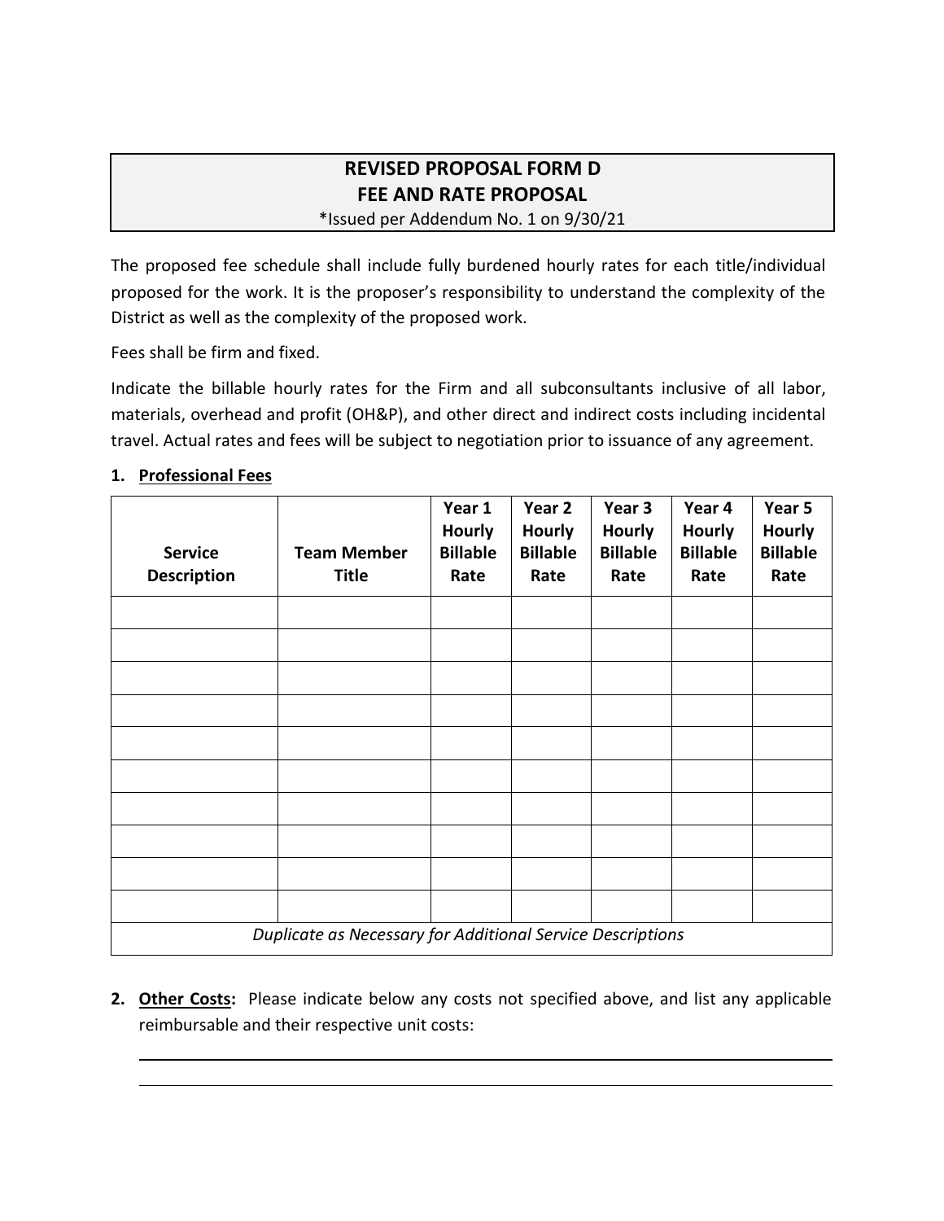# REVISED PROPOSAL FORM D
# FEE AND RATE PROPOSAL

*Issued per Addendum No. 1 on 9/30/21

The proposed fee schedule shall include fully burdened hourly rates for each title/individual proposed for the work. It is the proposer's responsibility to understand the complexity of the District as well as the complexity of the proposed work.

Fees shall be firm and fixed.

Indicate the billable hourly rates for the Firm and all subconsultants inclusive of all labor, materials, overhead and profit (OH&P), and other direct and indirect costs including incidental travel. Actual rates and fees will be subject to negotiation prior to issuance of any agreement.

1. **Professional Fees**

| Service Description | Team Member Title | Year 1 Hourly Billable Rate | Year 2 Hourly Billable Rate | Year 3 Hourly Billable Rate | Year 4 Hourly Billable Rate | Year 5 Hourly Billable Rate |
|---|---|---|---|---|---|---|
| | | | | | | |
| | | | | | | |
| | | | | | | |
| | | | | | | |
| | | | | | | |
| | | | | | | |
| | | | | | | |
| | | | | | | |
| | | | | | | |
| | | | | | | |
| *Duplicate as Necessary for Additional Service Descriptions* | | | | | | |

2. **Other Costs:** Please indicate below any costs not specified above, and list any applicable reimbursable and their respective unit costs:

\_\_\_\_\_\_\_\_\_\_\_\_\_\_\_\_\_\_\_\_\_\_\_\_\_\_\_\_\_\_\_\_\_\_\_\_\_\_\_\_\_\_\_\_\_\_\_\_\_\_\_\_\_\_\_\_\_\_

\_\_\_\_\_\_\_\_\_\_\_\_\_\_\_\_\_\_\_\_\_\_\_\_\_\_\_\_\_\_\_\_\_\_\_\_\_\_\_\_\_\_\_\_\_\_\_\_\_\_\_\_\_\_\_\_\_\_